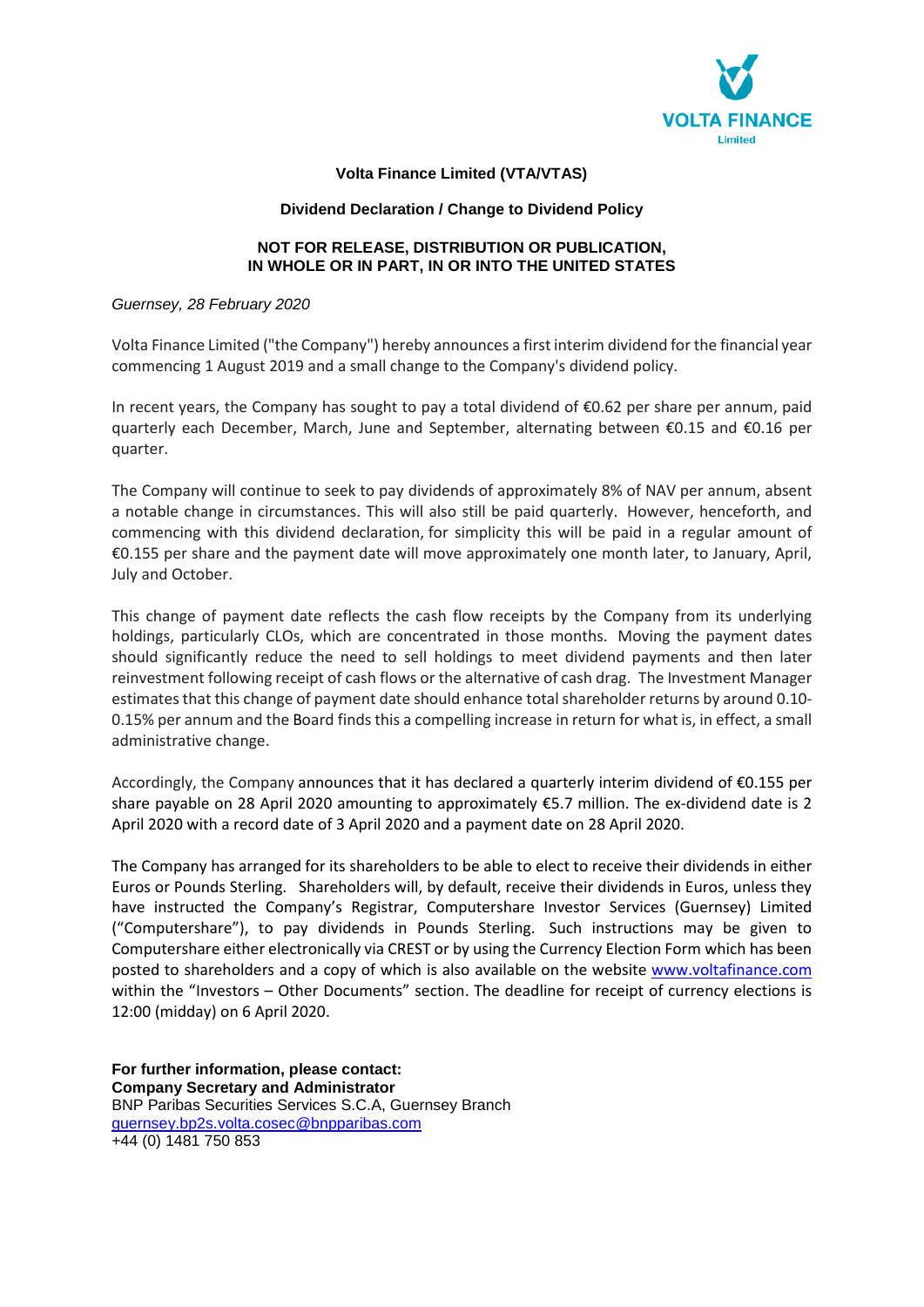# Volta Finance Limited (VTA/VTAS)

## Dividend Declaration / Change to Dividend Policy

**NOT FOR RELEASE, DISTRIBUTION OR PUBLICATION,
IN WHOLE OR IN PART, IN OR INTO THE UNITED STATES**

*Guernsey, 28 February 2020*

Volta Finance Limited ("the Company") hereby announces a first interim dividend for the financial year commencing 1 August 2019 and a small change to the Company's dividend policy.

In recent years, the Company has sought to pay a total dividend of €0.62 per share per annum, paid quarterly each December, March, June and September, alternating between €0.15 and €0.16 per quarter.

The Company will continue to seek to pay dividends of approximately 8% of NAV per annum, absent a notable change in circumstances. This will also still be paid quarterly. However, henceforth, and commencing with this dividend declaration, for simplicity this will be paid in a regular amount of €0.155 per share and the payment date will move approximately one month later, to January, April, July and October.

This change of payment date reflects the cash flow receipts by the Company from its underlying holdings, particularly CLOs, which are concentrated in those months. Moving the payment dates should significantly reduce the need to sell holdings to meet dividend payments and then later reinvestment following receipt of cash flows or the alternative of cash drag. The Investment Manager estimates that this change of payment date should enhance total shareholder returns by around 0.10-0.15% per annum and the Board finds this a compelling increase in return for what is, in effect, a small administrative change.

Accordingly, the Company announces that it has declared a quarterly interim dividend of €0.155 per share payable on 28 April 2020 amounting to approximately €5.7 million. The ex-dividend date is 2 April 2020 with a record date of 3 April 2020 and a payment date on 28 April 2020.

The Company has arranged for its shareholders to be able to elect to receive their dividends in either Euros or Pounds Sterling. Shareholders will, by default, receive their dividends in Euros, unless they have instructed the Company's Registrar, Computershare Investor Services (Guernsey) Limited ("Computershare"), to pay dividends in Pounds Sterling. Such instructions may be given to Computershare either electronically via CREST or by using the Currency Election Form which has been posted to shareholders and a copy of which is also available on the website www.voltafinance.com within the "Investors – Other Documents" section. The deadline for receipt of currency elections is 12:00 (midday) on 6 April 2020.

**For further information, please contact:**
**Company Secretary and Administrator**
BNP Paribas Securities Services S.C.A, Guernsey Branch
guernsey.bp2s.volta.cosec@bnpparibas.com
+44 (0) 1481 750 853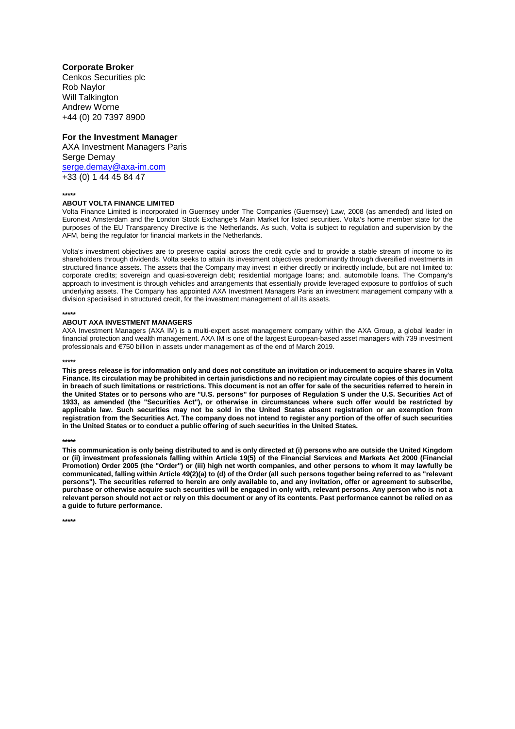**Corporate Broker**
Cenkos Securities plc
Rob Naylor
Will Talkington
Andrew Worne
+44 (0) 20 7397 8900

**For the Investment Manager**
AXA Investment Managers Paris
Serge Demay
serge.demay@axa-im.com
+33 (0) 1 44 45 84 47

*****

**ABOUT VOLTA FINANCE LIMITED**

Volta Finance Limited is incorporated in Guernsey under The Companies (Guernsey) Law, 2008 (as amended) and listed on Euronext Amsterdam and the London Stock Exchange's Main Market for listed securities. Volta's home member state for the purposes of the EU Transparency Directive is the Netherlands. As such, Volta is subject to regulation and supervision by the AFM, being the regulator for financial markets in the Netherlands.

Volta's investment objectives are to preserve capital across the credit cycle and to provide a stable stream of income to its shareholders through dividends. Volta seeks to attain its investment objectives predominantly through diversified investments in structured finance assets. The assets that the Company may invest in either directly or indirectly include, but are not limited to: corporate credits; sovereign and quasi-sovereign debt; residential mortgage loans; and, automobile loans. The Company's approach to investment is through vehicles and arrangements that essentially provide leveraged exposure to portfolios of such underlying assets. The Company has appointed AXA Investment Managers Paris an investment management company with a division specialised in structured credit, for the investment management of all its assets.

*****

**ABOUT AXA INVESTMENT MANAGERS**

AXA Investment Managers (AXA IM) is a multi-expert asset management company within the AXA Group, a global leader in financial protection and wealth management. AXA IM is one of the largest European-based asset managers with 739 investment professionals and €750 billion in assets under management as of the end of March 2019.

*****

**This press release is for information only and does not constitute an invitation or inducement to acquire shares in Volta Finance. Its circulation may be prohibited in certain jurisdictions and no recipient may circulate copies of this document in breach of such limitations or restrictions. This document is not an offer for sale of the securities referred to herein in the United States or to persons who are "U.S. persons" for purposes of Regulation S under the U.S. Securities Act of 1933, as amended (the "Securities Act"), or otherwise in circumstances where such offer would be restricted by applicable law. Such securities may not be sold in the United States absent registration or an exemption from registration from the Securities Act. The company does not intend to register any portion of the offer of such securities in the United States or to conduct a public offering of such securities in the United States.**

*****

**This communication is only being distributed to and is only directed at (i) persons who are outside the United Kingdom or (ii) investment professionals falling within Article 19(5) of the Financial Services and Markets Act 2000 (Financial Promotion) Order 2005 (the "Order") or (iii) high net worth companies, and other persons to whom it may lawfully be communicated, falling within Article 49(2)(a) to (d) of the Order (all such persons together being referred to as "relevant persons"). The securities referred to herein are only available to, and any invitation, offer or agreement to subscribe, purchase or otherwise acquire such securities will be engaged in only with, relevant persons. Any person who is not a relevant person should not act or rely on this document or any of its contents. Past performance cannot be relied on as a guide to future performance.**

*****